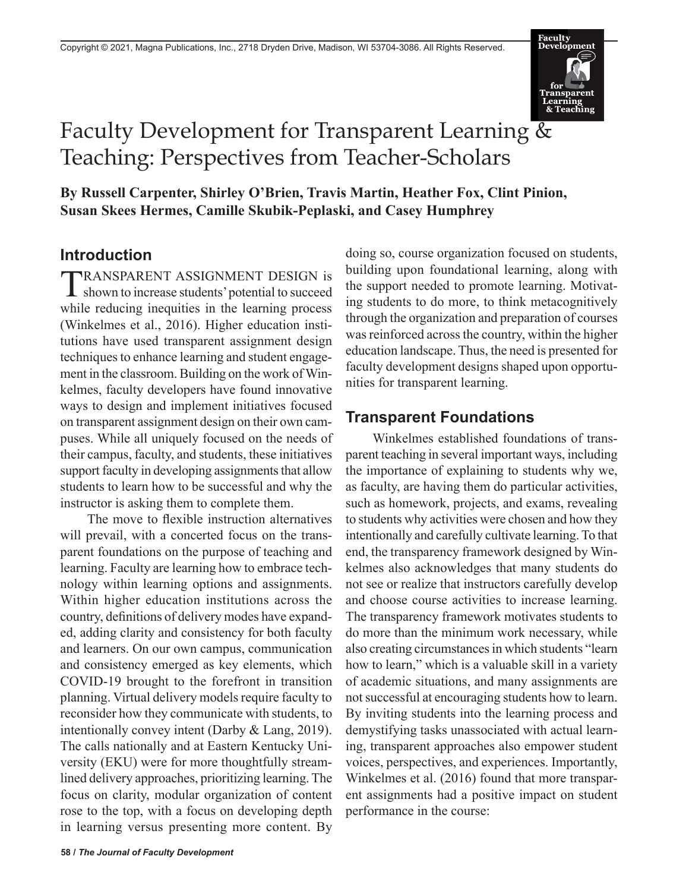# Faculty Development for Transparent Learning & Teaching: Perspectives from Teacher-Scholars

**By Russell Carpenter, Shirley O'Brien, Travis Martin, Heather Fox, Clint Pinion, Susan Skees Hermes, Camille Skubik-Peplaski, and Casey Humphrey**

## Introduction

TRANSPARENT ASSIGNMENT DESIGN is shown to increase students' potential to succeed while reducing inequities in the learning process (Winkelmes et al., 2016). Higher education institutions have used transparent assignment design techniques to enhance learning and student engagement in the classroom. Building on the work of Winkelmes, faculty developers have found innovative ways to design and implement initiatives focused on transparent assignment design on their own campuses. While all uniquely focused on the needs of their campus, faculty, and students, these initiatives support faculty in developing assignments that allow students to learn how to be successful and why the instructor is asking them to complete them.

The move to flexible instruction alternatives will prevail, with a concerted focus on the transparent foundations on the purpose of teaching and learning. Faculty are learning how to embrace technology within learning options and assignments. Within higher education institutions across the country, definitions of delivery modes have expanded, adding clarity and consistency for both faculty and learners. On our own campus, communication and consistency emerged as key elements, which COVID-19 brought to the forefront in transition planning. Virtual delivery models require faculty to reconsider how they communicate with students, to intentionally convey intent (Darby & Lang, 2019). The calls nationally and at Eastern Kentucky University (EKU) were for more thoughtfully streamlined delivery approaches, prioritizing learning. The focus on clarity, modular organization of content rose to the top, with a focus on developing depth in learning versus presenting more content. By doing so, course organization focused on students, building upon foundational learning, along with the support needed to promote learning. Motivating students to do more, to think metacognitively through the organization and preparation of courses was reinforced across the country, within the higher education landscape. Thus, the need is presented for faculty development designs shaped upon opportunities for transparent learning.

## Transparent Foundations

Winkelmes established foundations of transparent teaching in several important ways, including the importance of explaining to students why we, as faculty, are having them do particular activities, such as homework, projects, and exams, revealing to students why activities were chosen and how they intentionally and carefully cultivate learning. To that end, the transparency framework designed by Winkelmes also acknowledges that many students do not see or realize that instructors carefully develop and choose course activities to increase learning. The transparency framework motivates students to do more than the minimum work necessary, while also creating circumstances in which students "learn how to learn," which is a valuable skill in a variety of academic situations, and many assignments are not successful at encouraging students how to learn. By inviting students into the learning process and demystifying tasks unassociated with actual learning, transparent approaches also empower student voices, perspectives, and experiences. Importantly, Winkelmes et al. (2016) found that more transparent assignments had a positive impact on student performance in the course: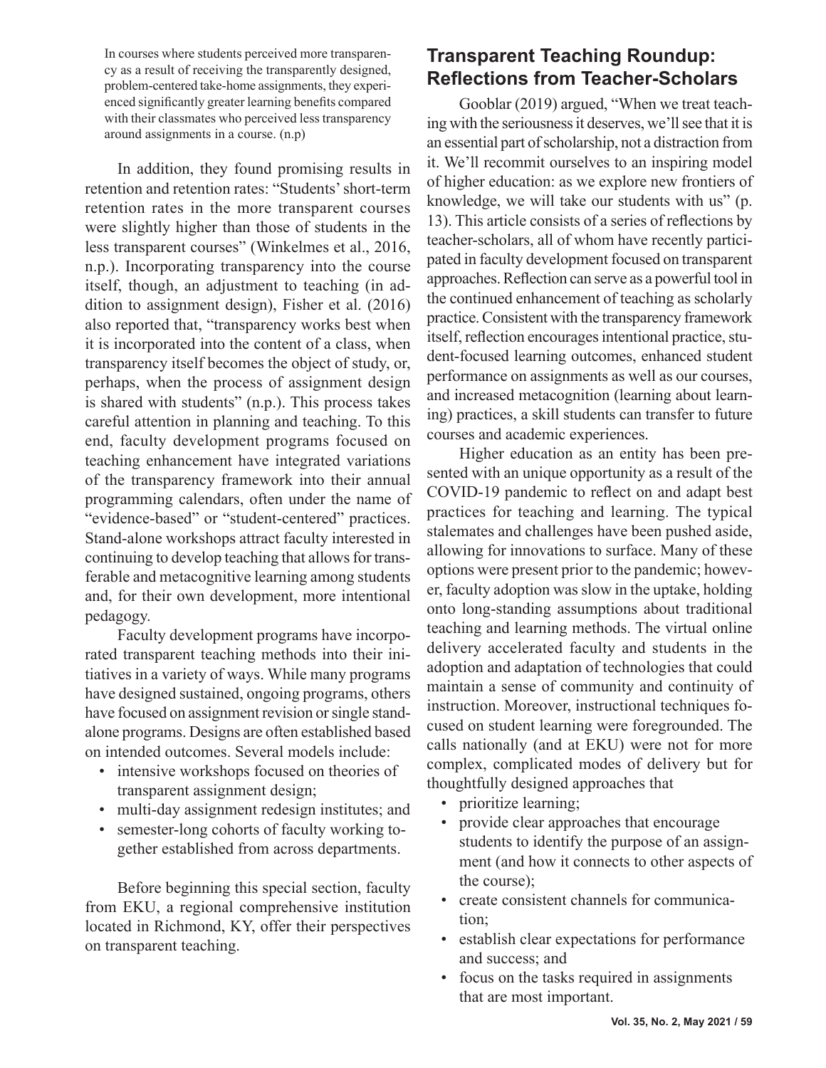> In courses where students perceived more transparency as a result of receiving the transparently designed, problem-centered take-home assignments, they experienced significantly greater learning benefits compared with their classmates who perceived less transparency around assignments in a course. (n.p)

In addition, they found promising results in retention and retention rates: "Students' short-term retention rates in the more transparent courses were slightly higher than those of students in the less transparent courses" (Winkelmes et al., 2016, n.p.). Incorporating transparency into the course itself, though, an adjustment to teaching (in addition to assignment design), Fisher et al. (2016) also reported that, "transparency works best when it is incorporated into the content of a class, when transparency itself becomes the object of study, or, perhaps, when the process of assignment design is shared with students" (n.p.). This process takes careful attention in planning and teaching. To this end, faculty development programs focused on teaching enhancement have integrated variations of the transparency framework into their annual programming calendars, often under the name of "evidence-based" or "student-centered" practices. Stand-alone workshops attract faculty interested in continuing to develop teaching that allows for transferable and metacognitive learning among students and, for their own development, more intentional pedagogy.

Faculty development programs have incorporated transparent teaching methods into their initiatives in a variety of ways. While many programs have designed sustained, ongoing programs, others have focused on assignment revision or single standalone programs. Designs are often established based on intended outcomes. Several models include:

- intensive workshops focused on theories of transparent assignment design;
- multi-day assignment redesign institutes; and
- semester-long cohorts of faculty working together established from across departments.

Before beginning this special section, faculty from EKU, a regional comprehensive institution located in Richmond, KY, offer their perspectives on transparent teaching.

## Transparent Teaching Roundup: Reflections from Teacher-Scholars

Gooblar (2019) argued, "When we treat teaching with the seriousness it deserves, we'll see that it is an essential part of scholarship, not a distraction from it. We'll recommit ourselves to an inspiring model of higher education: as we explore new frontiers of knowledge, we will take our students with us" (p. 13). This article consists of a series of reflections by teacher-scholars, all of whom have recently participated in faculty development focused on transparent approaches. Reflection can serve as a powerful tool in the continued enhancement of teaching as scholarly practice. Consistent with the transparency framework itself, reflection encourages intentional practice, student-focused learning outcomes, enhanced student performance on assignments as well as our courses, and increased metacognition (learning about learning) practices, a skill students can transfer to future courses and academic experiences.

Higher education as an entity has been presented with an unique opportunity as a result of the COVID-19 pandemic to reflect on and adapt best practices for teaching and learning. The typical stalemates and challenges have been pushed aside, allowing for innovations to surface. Many of these options were present prior to the pandemic; however, faculty adoption was slow in the uptake, holding onto long-standing assumptions about traditional teaching and learning methods. The virtual online delivery accelerated faculty and students in the adoption and adaptation of technologies that could maintain a sense of community and continuity of instruction. Moreover, instructional techniques focused on student learning were foregrounded. The calls nationally (and at EKU) were not for more complex, complicated modes of delivery but for thoughtfully designed approaches that

- prioritize learning;
- provide clear approaches that encourage students to identify the purpose of an assignment (and how it connects to other aspects of the course);
- create consistent channels for communication;
- establish clear expectations for performance and success; and
- focus on the tasks required in assignments that are most important.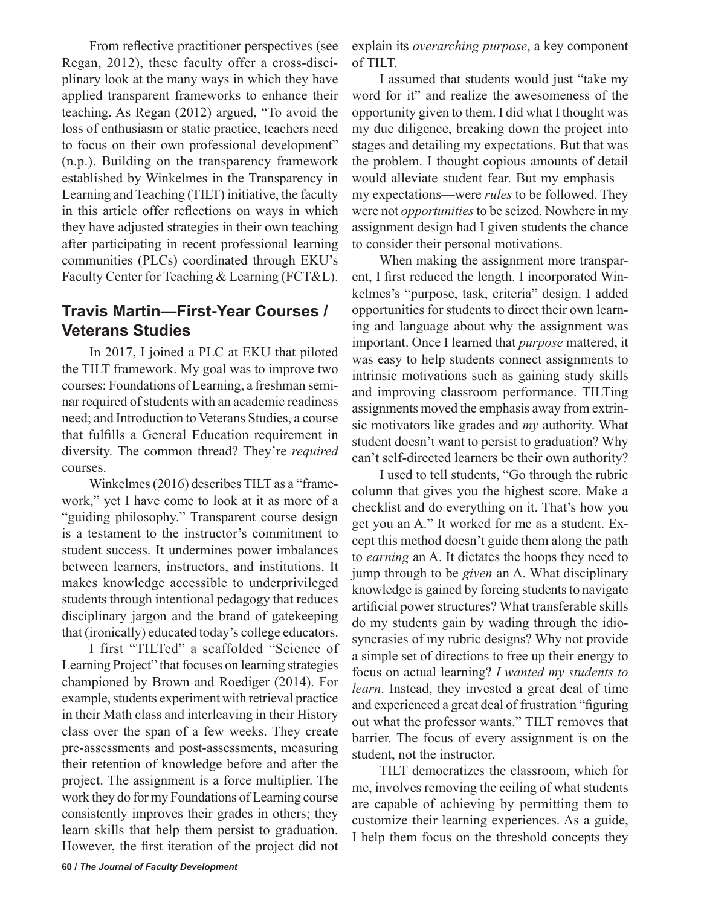From reflective practitioner perspectives (see Regan, 2012), these faculty offer a cross-disciplinary look at the many ways in which they have applied transparent frameworks to enhance their teaching. As Regan (2012) argued, "To avoid the loss of enthusiasm or static practice, teachers need to focus on their own professional development" (n.p.). Building on the transparency framework established by Winkelmes in the Transparency in Learning and Teaching (TILT) initiative, the faculty in this article offer reflections on ways in which they have adjusted strategies in their own teaching after participating in recent professional learning communities (PLCs) coordinated through EKU's Faculty Center for Teaching & Learning (FCT&L).

## Travis Martin—First-Year Courses / Veterans Studies

In 2017, I joined a PLC at EKU that piloted the TILT framework. My goal was to improve two courses: Foundations of Learning, a freshman seminar required of students with an academic readiness need; and Introduction to Veterans Studies, a course that fulfills a General Education requirement in diversity. The common thread? They're *required* courses.

Winkelmes (2016) describes TILT as a "framework," yet I have come to look at it as more of a "guiding philosophy." Transparent course design is a testament to the instructor's commitment to student success. It undermines power imbalances between learners, instructors, and institutions. It makes knowledge accessible to underprivileged students through intentional pedagogy that reduces disciplinary jargon and the brand of gatekeeping that (ironically) educated today's college educators.

I first "TILTed" a scaffolded "Science of Learning Project" that focuses on learning strategies championed by Brown and Roediger (2014). For example, students experiment with retrieval practice in their Math class and interleaving in their History class over the span of a few weeks. They create pre-assessments and post-assessments, measuring their retention of knowledge before and after the project. The assignment is a force multiplier. The work they do for my Foundations of Learning course consistently improves their grades in others; they learn skills that help them persist to graduation. However, the first iteration of the project did not explain its *overarching purpose*, a key component of TILT.

I assumed that students would just "take my word for it" and realize the awesomeness of the opportunity given to them. I did what I thought was my due diligence, breaking down the project into stages and detailing my expectations. But that was the problem. I thought copious amounts of detail would alleviate student fear. But my emphasis—my expectations—were *rules* to be followed. They were not *opportunities* to be seized. Nowhere in my assignment design had I given students the chance to consider their personal motivations.

When making the assignment more transparent, I first reduced the length. I incorporated Winkelmes's "purpose, task, criteria" design. I added opportunities for students to direct their own learning and language about why the assignment was important. Once I learned that *purpose* mattered, it was easy to help students connect assignments to intrinsic motivations such as gaining study skills and improving classroom performance. TILTing assignments moved the emphasis away from extrinsic motivators like grades and *my* authority. What student doesn't want to persist to graduation? Why can't self-directed learners be their own authority?

I used to tell students, "Go through the rubric column that gives you the highest score. Make a checklist and do everything on it. That's how you get you an A." It worked for me as a student. Except this method doesn't guide them along the path to *earning* an A. It dictates the hoops they need to jump through to be *given* an A. What disciplinary knowledge is gained by forcing students to navigate artificial power structures? What transferable skills do my students gain by wading through the idiosyncrasies of my rubric designs? Why not provide a simple set of directions to free up their energy to focus on actual learning? *I wanted my students to learn*. Instead, they invested a great deal of time and experienced a great deal of frustration "figuring out what the professor wants." TILT removes that barrier. The focus of every assignment is on the student, not the instructor.

TILT democratizes the classroom, which for me, involves removing the ceiling of what students are capable of achieving by permitting them to customize their learning experiences. As a guide, I help them focus on the threshold concepts they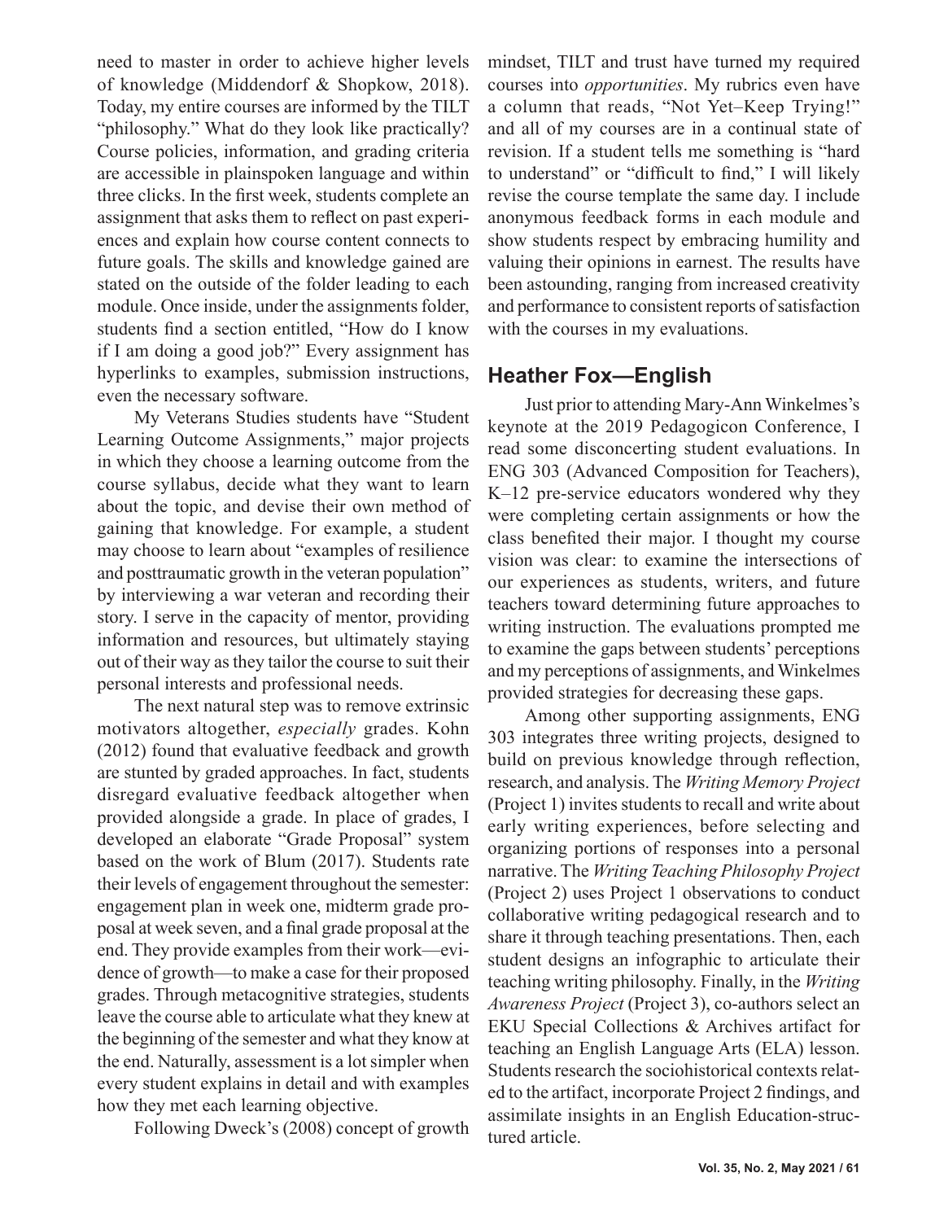need to master in order to achieve higher levels of knowledge (Middendorf & Shopkow, 2018). Today, my entire courses are informed by the TILT "philosophy." What do they look like practically? Course policies, information, and grading criteria are accessible in plainspoken language and within three clicks. In the first week, students complete an assignment that asks them to reflect on past experiences and explain how course content connects to future goals. The skills and knowledge gained are stated on the outside of the folder leading to each module. Once inside, under the assignments folder, students find a section entitled, "How do I know if I am doing a good job?" Every assignment has hyperlinks to examples, submission instructions, even the necessary software.

My Veterans Studies students have "Student Learning Outcome Assignments," major projects in which they choose a learning outcome from the course syllabus, decide what they want to learn about the topic, and devise their own method of gaining that knowledge. For example, a student may choose to learn about "examples of resilience and posttraumatic growth in the veteran population" by interviewing a war veteran and recording their story. I serve in the capacity of mentor, providing information and resources, but ultimately staying out of their way as they tailor the course to suit their personal interests and professional needs.

The next natural step was to remove extrinsic motivators altogether, *especially* grades. Kohn (2012) found that evaluative feedback and growth are stunted by graded approaches. In fact, students disregard evaluative feedback altogether when provided alongside a grade. In place of grades, I developed an elaborate "Grade Proposal" system based on the work of Blum (2017). Students rate their levels of engagement throughout the semester: engagement plan in week one, midterm grade proposal at week seven, and a final grade proposal at the end. They provide examples from their work—evidence of growth—to make a case for their proposed grades. Through metacognitive strategies, students leave the course able to articulate what they knew at the beginning of the semester and what they know at the end. Naturally, assessment is a lot simpler when every student explains in detail and with examples how they met each learning objective.

Following Dweck's (2008) concept of growth mindset, TILT and trust have turned my required courses into *opportunities*. My rubrics even have a column that reads, "Not Yet–Keep Trying!" and all of my courses are in a continual state of revision. If a student tells me something is "hard to understand" or "difficult to find," I will likely revise the course template the same day. I include anonymous feedback forms in each module and show students respect by embracing humility and valuing their opinions in earnest. The results have been astounding, ranging from increased creativity and performance to consistent reports of satisfaction with the courses in my evaluations.

## Heather Fox—English

Just prior to attending Mary-Ann Winkelmes's keynote at the 2019 Pedagogicon Conference, I read some disconcerting student evaluations. In ENG 303 (Advanced Composition for Teachers), K–12 pre-service educators wondered why they were completing certain assignments or how the class benefited their major. I thought my course vision was clear: to examine the intersections of our experiences as students, writers, and future teachers toward determining future approaches to writing instruction. The evaluations prompted me to examine the gaps between students' perceptions and my perceptions of assignments, and Winkelmes provided strategies for decreasing these gaps.

Among other supporting assignments, ENG 303 integrates three writing projects, designed to build on previous knowledge through reflection, research, and analysis. The *Writing Memory Project* (Project 1) invites students to recall and write about early writing experiences, before selecting and organizing portions of responses into a personal narrative. The *Writing Teaching Philosophy Project* (Project 2) uses Project 1 observations to conduct collaborative writing pedagogical research and to share it through teaching presentations. Then, each student designs an infographic to articulate their teaching writing philosophy. Finally, in the *Writing Awareness Project* (Project 3), co-authors select an EKU Special Collections & Archives artifact for teaching an English Language Arts (ELA) lesson. Students research the sociohistorical contexts related to the artifact, incorporate Project 2 findings, and assimilate insights in an English Education-structured article.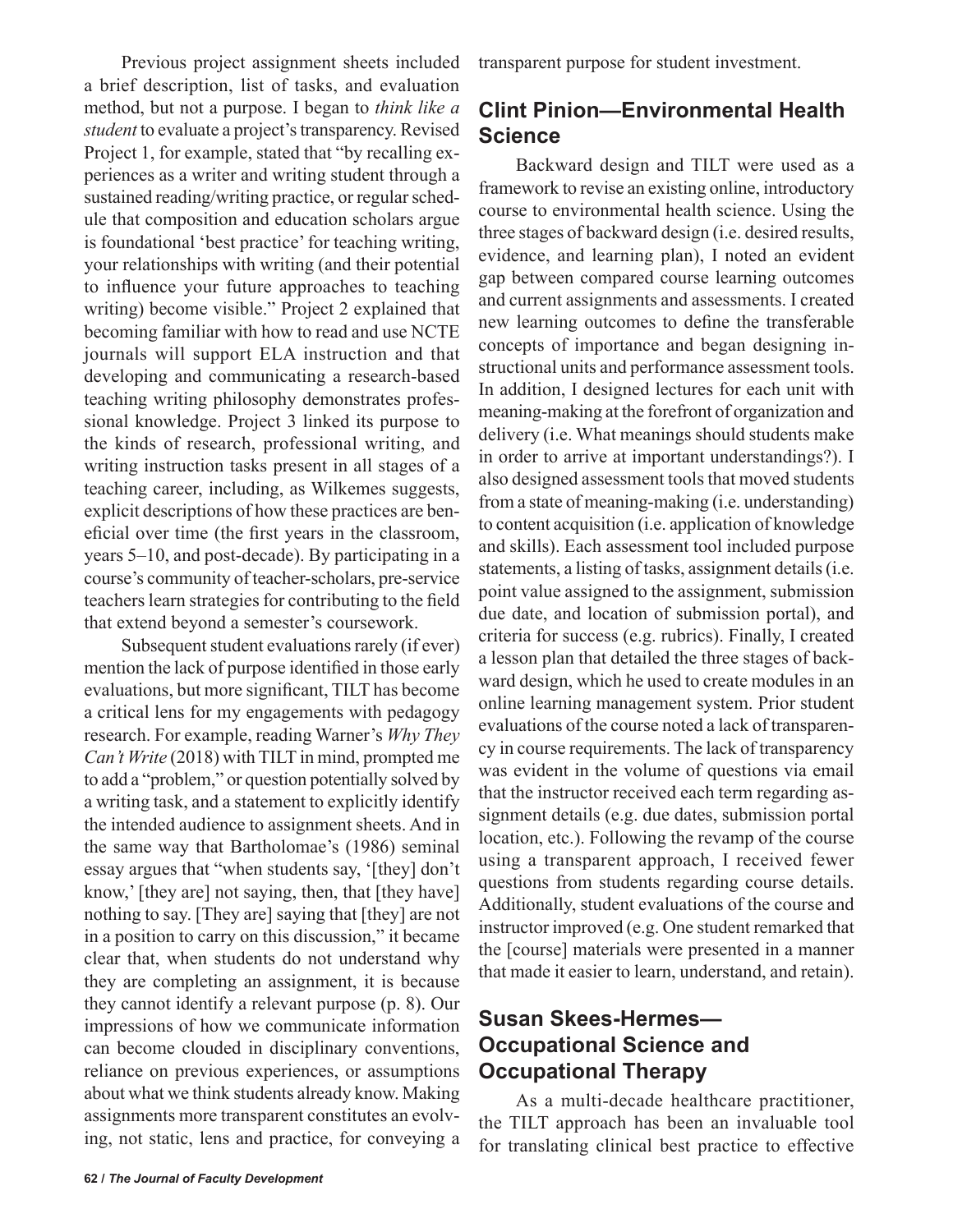Previous project assignment sheets included a brief description, list of tasks, and evaluation method, but not a purpose. I began to *think like a student* to evaluate a project's transparency. Revised Project 1, for example, stated that "by recalling experiences as a writer and writing student through a sustained reading/writing practice, or regular schedule that composition and education scholars argue is foundational 'best practice' for teaching writing, your relationships with writing (and their potential to influence your future approaches to teaching writing) become visible." Project 2 explained that becoming familiar with how to read and use NCTE journals will support ELA instruction and that developing and communicating a research-based teaching writing philosophy demonstrates professional knowledge. Project 3 linked its purpose to the kinds of research, professional writing, and writing instruction tasks present in all stages of a teaching career, including, as Wilkemes suggests, explicit descriptions of how these practices are beneficial over time (the first years in the classroom, years 5–10, and post-decade). By participating in a course's community of teacher-scholars, pre-service teachers learn strategies for contributing to the field that extend beyond a semester's coursework.

Subsequent student evaluations rarely (if ever) mention the lack of purpose identified in those early evaluations, but more significant, TILT has become a critical lens for my engagements with pedagogy research. For example, reading Warner's *Why They Can't Write* (2018) with TILT in mind, prompted me to add a "problem," or question potentially solved by a writing task, and a statement to explicitly identify the intended audience to assignment sheets. And in the same way that Bartholomae's (1986) seminal essay argues that "when students say, '[they] don't know,' [they are] not saying, then, that [they have] nothing to say. [They are] saying that [they] are not in a position to carry on this discussion," it became clear that, when students do not understand why they are completing an assignment, it is because they cannot identify a relevant purpose (p. 8). Our impressions of how we communicate information can become clouded in disciplinary conventions, reliance on previous experiences, or assumptions about what we think students already know. Making assignments more transparent constitutes an evolving, not static, lens and practice, for conveying a transparent purpose for student investment.

## Clint Pinion—Environmental Health Science

Backward design and TILT were used as a framework to revise an existing online, introductory course to environmental health science. Using the three stages of backward design (i.e. desired results, evidence, and learning plan), I noted an evident gap between compared course learning outcomes and current assignments and assessments. I created new learning outcomes to define the transferable concepts of importance and began designing instructional units and performance assessment tools. In addition, I designed lectures for each unit with meaning-making at the forefront of organization and delivery (i.e. What meanings should students make in order to arrive at important understandings?). I also designed assessment tools that moved students from a state of meaning-making (i.e. understanding) to content acquisition (i.e. application of knowledge and skills). Each assessment tool included purpose statements, a listing of tasks, assignment details (i.e. point value assigned to the assignment, submission due date, and location of submission portal), and criteria for success (e.g. rubrics). Finally, I created a lesson plan that detailed the three stages of backward design, which he used to create modules in an online learning management system. Prior student evaluations of the course noted a lack of transparency in course requirements. The lack of transparency was evident in the volume of questions via email that the instructor received each term regarding assignment details (e.g. due dates, submission portal location, etc.). Following the revamp of the course using a transparent approach, I received fewer questions from students regarding course details. Additionally, student evaluations of the course and instructor improved (e.g. One student remarked that the [course] materials were presented in a manner that made it easier to learn, understand, and retain).

## Susan Skees-Hermes—Occupational Science and Occupational Therapy

As a multi-decade healthcare practitioner, the TILT approach has been an invaluable tool for translating clinical best practice to effective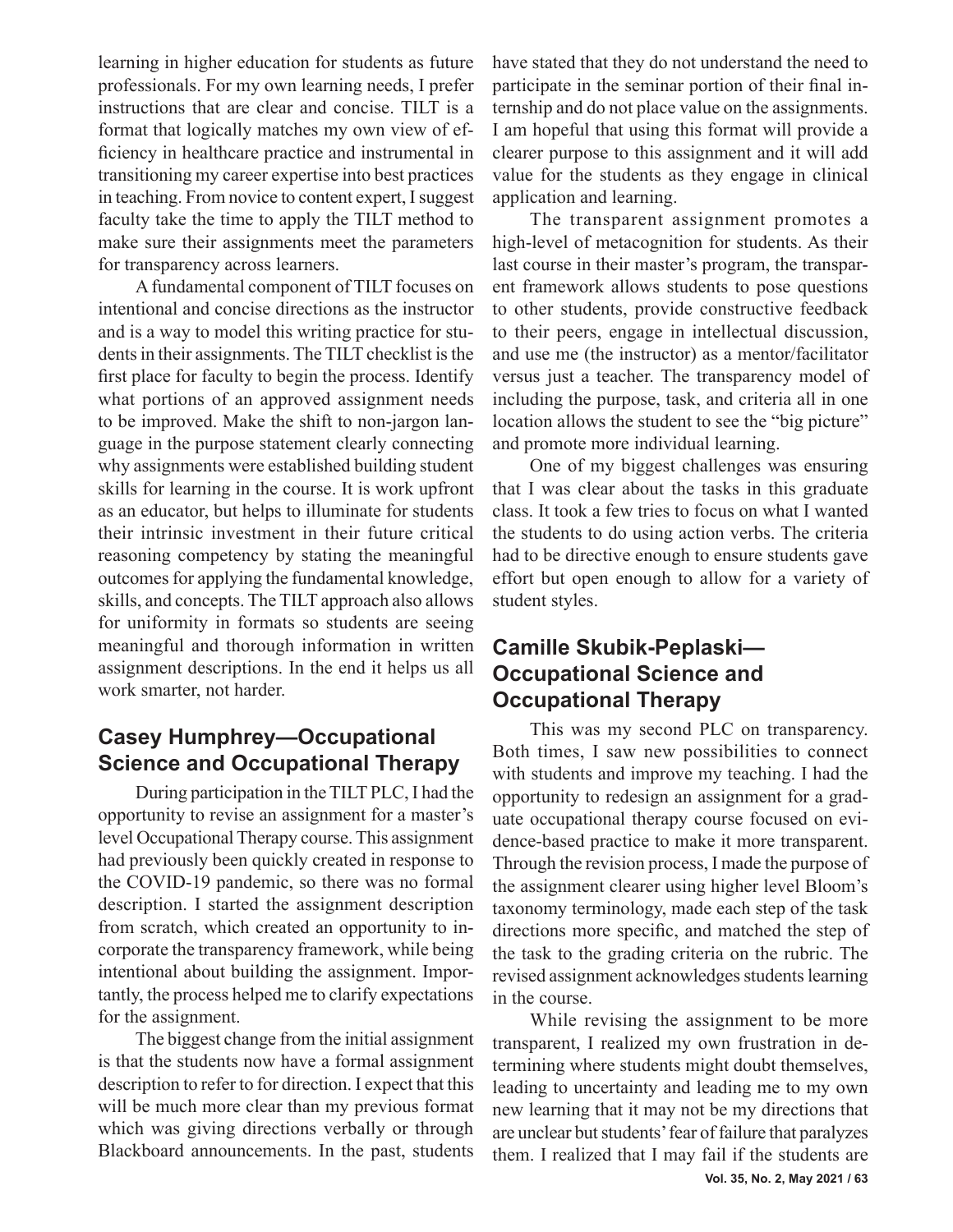learning in higher education for students as future professionals. For my own learning needs, I prefer instructions that are clear and concise. TILT is a format that logically matches my own view of efficiency in healthcare practice and instrumental in transitioning my career expertise into best practices in teaching. From novice to content expert, I suggest faculty take the time to apply the TILT method to make sure their assignments meet the parameters for transparency across learners.

A fundamental component of TILT focuses on intentional and concise directions as the instructor and is a way to model this writing practice for students in their assignments. The TILT checklist is the first place for faculty to begin the process. Identify what portions of an approved assignment needs to be improved. Make the shift to non-jargon language in the purpose statement clearly connecting why assignments were established building student skills for learning in the course. It is work upfront as an educator, but helps to illuminate for students their intrinsic investment in their future critical reasoning competency by stating the meaningful outcomes for applying the fundamental knowledge, skills, and concepts. The TILT approach also allows for uniformity in formats so students are seeing meaningful and thorough information in written assignment descriptions. In the end it helps us all work smarter, not harder.

## Casey Humphrey—Occupational Science and Occupational Therapy

During participation in the TILT PLC, I had the opportunity to revise an assignment for a master's level Occupational Therapy course. This assignment had previously been quickly created in response to the COVID-19 pandemic, so there was no formal description. I started the assignment description from scratch, which created an opportunity to incorporate the transparency framework, while being intentional about building the assignment. Importantly, the process helped me to clarify expectations for the assignment.

The biggest change from the initial assignment is that the students now have a formal assignment description to refer to for direction. I expect that this will be much more clear than my previous format which was giving directions verbally or through Blackboard announcements. In the past, students have stated that they do not understand the need to participate in the seminar portion of their final internship and do not place value on the assignments. I am hopeful that using this format will provide a clearer purpose to this assignment and it will add value for the students as they engage in clinical application and learning.

The transparent assignment promotes a high-level of metacognition for students. As their last course in their master's program, the transparent framework allows students to pose questions to other students, provide constructive feedback to their peers, engage in intellectual discussion, and use me (the instructor) as a mentor/facilitator versus just a teacher. The transparency model of including the purpose, task, and criteria all in one location allows the student to see the "big picture" and promote more individual learning.

One of my biggest challenges was ensuring that I was clear about the tasks in this graduate class. It took a few tries to focus on what I wanted the students to do using action verbs. The criteria had to be directive enough to ensure students gave effort but open enough to allow for a variety of student styles.

## Camille Skubik-Peplaski—Occupational Science and Occupational Therapy

This was my second PLC on transparency. Both times, I saw new possibilities to connect with students and improve my teaching. I had the opportunity to redesign an assignment for a graduate occupational therapy course focused on evidence-based practice to make it more transparent. Through the revision process, I made the purpose of the assignment clearer using higher level Bloom's taxonomy terminology, made each step of the task directions more specific, and matched the step of the task to the grading criteria on the rubric. The revised assignment acknowledges students learning in the course.

While revising the assignment to be more transparent, I realized my own frustration in determining where students might doubt themselves, leading to uncertainty and leading me to my own new learning that it may not be my directions that are unclear but students' fear of failure that paralyzes them. I realized that I may fail if the students are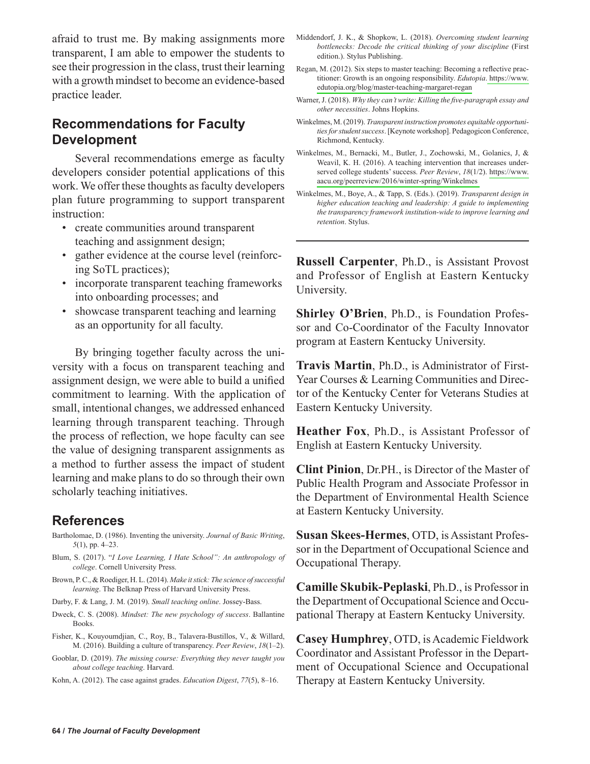afraid to trust me. By making assignments more transparent, I am able to empower the students to see their progression in the class, trust their learning with a growth mindset to become an evidence-based practice leader.

## Recommendations for Faculty Development

Several recommendations emerge as faculty developers consider potential applications of this work. We offer these thoughts as faculty developers plan future programming to support transparent instruction:

- create communities around transparent teaching and assignment design;
- gather evidence at the course level (reinforcing SoTL practices);
- incorporate transparent teaching frameworks into onboarding processes; and
- showcase transparent teaching and learning as an opportunity for all faculty.

By bringing together faculty across the university with a focus on transparent teaching and assignment design, we were able to build a unified commitment to learning. With the application of small, intentional changes, we addressed enhanced learning through transparent teaching. Through the process of reflection, we hope faculty can see the value of designing transparent assignments as a method to further assess the impact of student learning and make plans to do so through their own scholarly teaching initiatives.

## References

Bartholomae, D. (1986). Inventing the university. *Journal of Basic Writing*, *5*(1), pp. 4–23.

Blum, S. (2017). "*I Love Learning, I Hate School": An anthropology of college*. Cornell University Press.

Brown, P. C., & Roediger, H. L. (2014). *Make it stick: The science of successful learning*. The Belknap Press of Harvard University Press.

Darby, F. & Lang, J. M. (2019). *Small teaching online*. Jossey-Bass.

Dweck, C. S. (2008). *Mindset: The new psychology of success*. Ballantine Books.

Fisher, K., Kouyoumdjian, C., Roy, B., Talavera-Bustillos, V., & Willard, M. (2016). Building a culture of transparency. *Peer Review*, *18*(1–2).

Gooblar, D. (2019). *The missing course: Everything they never taught you about college teaching*. Harvard.

Kohn, A. (2012). The case against grades. *Education Digest*, *77*(5), 8–16.

Middendorf, J. K., & Shopkow, L. (2018). *Overcoming student learning bottlenecks: Decode the critical thinking of your discipline* (First edition.). Stylus Publishing.

Regan, M. (2012). Six steps to master teaching: Becoming a reflective practitioner: Growth is an ongoing responsibility. *Edutopia*. https://www.edutopia.org/blog/master-teaching-margaret-regan

Warner, J. (2018). *Why they can't write: Killing the five-paragraph essay and other necessities*. Johns Hopkins.

Winkelmes, M. (2019). *Transparent instruction promotes equitable opportunities for student success*. [Keynote workshop]. Pedagogicon Conference, Richmond, Kentucky.

Winkelmes, M., Bernacki, M., Butler, J., Zochowski, M., Golanics, J, & Weavil, K. H. (2016). A teaching intervention that increases underserved college students' success. *Peer Review*, *18*(1/2). https://www.aacu.org/peerreview/2016/winter-spring/Winkelmes

Winkelmes, M., Boye, A., & Tapp, S. (Eds.). (2019). *Transparent design in higher education teaching and leadership: A guide to implementing the transparency framework institution-wide to improve learning and retention*. Stylus.

---

**Russell Carpenter**, Ph.D., is Assistant Provost and Professor of English at Eastern Kentucky University.

**Shirley O'Brien**, Ph.D., is Foundation Professor and Co-Coordinator of the Faculty Innovator program at Eastern Kentucky University.

**Travis Martin**, Ph.D., is Administrator of First-Year Courses & Learning Communities and Director of the Kentucky Center for Veterans Studies at Eastern Kentucky University.

**Heather Fox**, Ph.D., is Assistant Professor of English at Eastern Kentucky University.

**Clint Pinion**, Dr.PH., is Director of the Master of Public Health Program and Associate Professor in the Department of Environmental Health Science at Eastern Kentucky University.

**Susan Skees-Hermes**, OTD, is Assistant Professor in the Department of Occupational Science and Occupational Therapy.

**Camille Skubik-Peplaski**, Ph.D., is Professor in the Department of Occupational Science and Occupational Therapy at Eastern Kentucky University.

**Casey Humphrey**, OTD, is Academic Fieldwork Coordinator and Assistant Professor in the Department of Occupational Science and Occupational Therapy at Eastern Kentucky University.